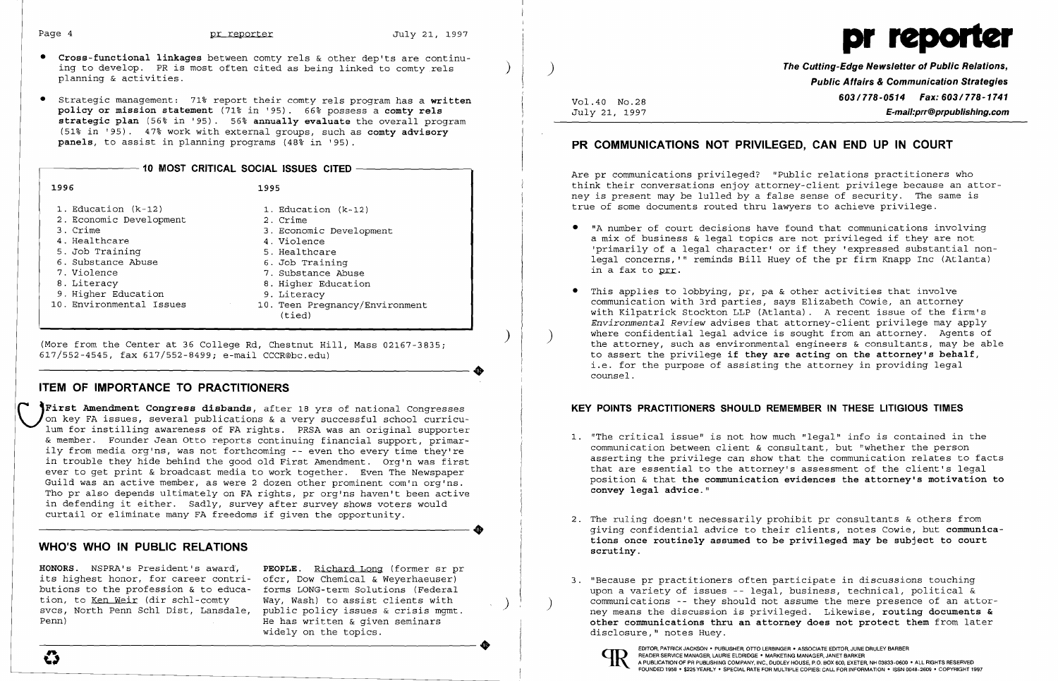- **Cross-functional linkages** between comty rels & other dep'ts are continuing to develop. PR is most often cited as being linked to comty rels planning & activities.
- Strategic management: 71% report their comty rels program has a **written policy or mission statement** (71% in '95). 66% possess a **comty rels strategic plan** (56% in '95). 56% **annually evaluate** the overall program (51% in '95). 47% work with external groups, such as **comty advisory panels**, to assist in planning programs (48% in '95).

**10 MOST CRITICAL SOCIAL ISSUES CITED**

| 1996 | 1995 |
|---|---|
| 1. Education (k-12) | 1. Education (k-12) |
| 2. Economic Development | 2. Crime |
| 3. Crime | 3. Economic Development |
| 4. Healthcare | 4. Violence |
| 5. Job Training | 5. Healthcare |
| 6. Substance Abuse | 6. Job Training |
| 7. Violence | 7. Substance Abuse |
| 8. Literacy | 8. Higher Education |
| 9. Higher Education | 9. Literacy |
| 10. Environmental Issues | 10. Teen Pregnancy/Environment (tied) |

(More from the Center at 36 College Rd, Chestnut Hill, Mass 02167-3835; 617/552-4545, fax 617/552-8499; e-mail CCCR@bc.edu)

## ITEM OF IMPORTANCE TO PRACTITIONERS

**First Amendment Congress disbands**, after 18 yrs of national Congresses on key FA issues, several publications & a very successful school curriculum for instilling awareness of FA rights. PRSA was an original supporter & member. Founder Jean Otto reports continuing financial support, primarily from media org'ns, was not forthcoming -- even tho every time they're in trouble they hide behind the good old First Amendment. Org'n was first ever to get print & broadcast media to work together. Even The Newspaper Guild was an active member, as were 2 dozen other prominent com'n org'ns. Tho pr also depends ultimately on FA rights, pr org'ns haven't been active in defending it either. Sadly, survey after survey shows voters would curtail or eliminate many FA freedoms if given the opportunity.

## WHO'S WHO IN PUBLIC RELATIONS

**HONORS.** NSPRA's President's award, its highest honor, for career contributions to the profession & to education, to Ken Weir (dir schl-comty svcs, North Penn Schl Dist, Lansdale, Penn)

**PEOPLE.** Richard Long (former sr pr ofcr, Dow Chemical & Weyerhaeuser) forms LONG-term Solutions (Federal Way, Wash) to assist clients with public policy issues & crisis mgmt. He has written & given seminars widely on the topics.

# pr reporter

**The Cutting-Edge Newsletter of Public Relations, Public Affairs & Communication Strategies**

**603/778-0514 Fax: 603/778-1741**

**E-mail:prr@prpublishing.com**

Vol.40 No.28
July 21, 1997

## PR COMMUNICATIONS NOT PRIVILEGED, CAN END UP IN COURT

Are pr communications privileged? "Public relations practitioners who think their conversations enjoy attorney-client privilege because an attorney is present may be lulled by a false sense of security. The same is true of some documents routed thru lawyers to achieve privilege.

- "A number of court decisions have found that communications involving a mix of business & legal topics are not privileged if they are not 'primarily of a legal character' or if they 'expressed substantial non-legal concerns,'" reminds Bill Huey of the pr firm Knapp Inc (Atlanta) in a fax to prr.
- This applies to lobbying, pr, pa & other activities that involve communication with 3rd parties, says Elizabeth Cowie, an attorney with Kilpatrick Stockton LLP (Atlanta). A recent issue of the firm's *Environmental Review* advises that attorney-client privilege may apply where confidential legal advice is sought from an attorney. Agents of the attorney, such as environmental engineers & consultants, may be able to assert the privilege **if they are acting on the attorney's behalf**, i.e. for the purpose of assisting the attorney in providing legal counsel.

## KEY POINTS PRACTITIONERS SHOULD REMEMBER IN THESE LITIGIOUS TIMES

1. "The critical issue" is not how much "legal" info is contained in the communication between client & consultant, but "whether the person asserting the privilege can show that the communication relates to facts that are essential to the attorney's assessment of the client's legal position & that **the communication evidences the attorney's motivation to convey legal advice.**"
2. The ruling doesn't necessarily prohibit pr consultants & others from giving confidential advice to their clients, notes Cowie, but **communications once routinely assumed to be privileged may be subject to court scrutiny.**
3. "Because pr practitioners often participate in discussions touching upon a variety of issues -- legal, business, technical, political & communications -- they should not assume the mere presence of an attorney means the discussion is privileged. Likewise, **routing documents & other communications thru an attorney does not protect them** from later disclosure," notes Huey.

EDITOR, PATRICK JACKSON • PUBLISHER, OTTO LERBINGER • ASSOCIATE EDITOR, JUNE DRULEY BARBER
READER SERVICE MANAGER, LAURIE ELDRIDGE • MARKETING MANAGER, JANET BARKER
A PUBLICATION OF PR PUBLISHING COMPANY, INC., DUDLEY HOUSE, P.O. BOX 600, EXETER, NH 03833-0600 • ALL RIGHTS RESERVED
FOUNDED 1958 • $225 YEARLY • SPECIAL RATE FOR MULTIPLE COPIES: CALL FOR INFORMATION • ISSN 0048-2609 • COPYRIGHT 1997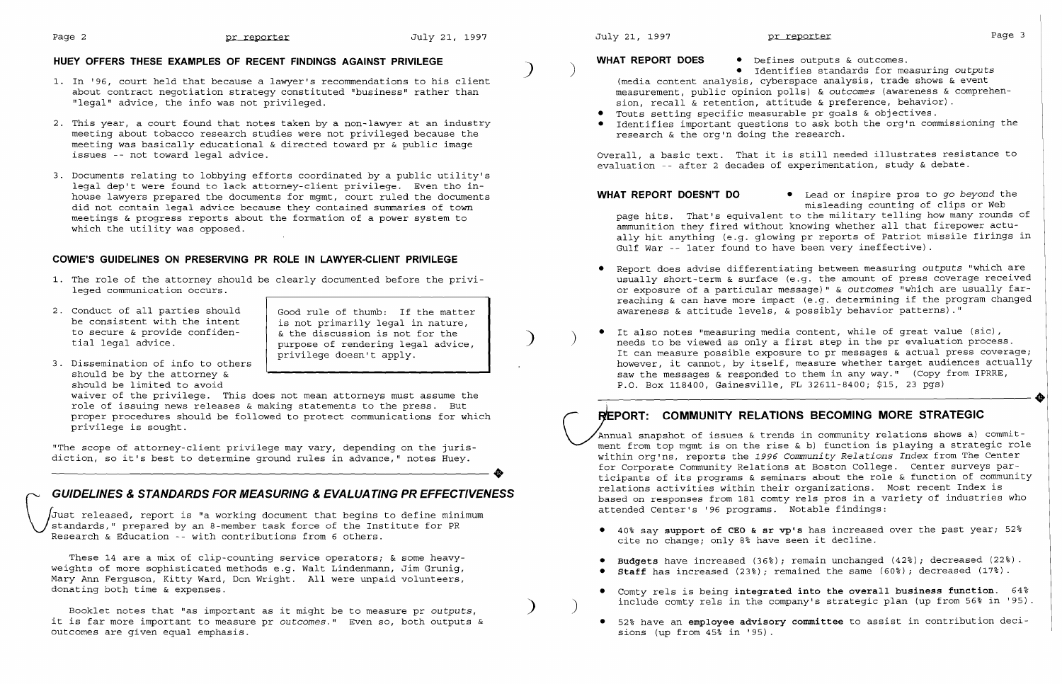## HUEY OFFERS THESE EXAMPLES OF RECENT FINDINGS AGAINST PRIVILEGE

1. In '96, court held that because a lawyer's recommendations to his client about contract negotiation strategy constituted "business" rather than "legal" advice, the info was not privileged.

2. This year, a court found that notes taken by a non-lawyer at an industry meeting about tobacco research studies were not privileged because the meeting was basically educational & directed toward pr & public image issues -- not toward legal advice.

3. Documents relating to lobbying efforts coordinated by a public utility's legal dep't were found to lack attorney-client privilege. Even tho in-house lawyers prepared the documents for mgmt, court ruled the documents did not contain legal advice because they contained summaries of town meetings & progress reports about the formation of a power system to which the utility was opposed.

## COWIE'S GUIDELINES ON PRESERVING PR ROLE IN LAWYER-CLIENT PRIVILEGE

1. The role of the attorney should be clearly documented before the privileged communication occurs.

2. Conduct of all parties should be consistent with the intent to secure & provide confidential legal advice.

3. Dissemination of info to others should be by the attorney & should be limited to avoid waiver of the privilege. This does not mean attorneys must assume the role of issuing news releases & making statements to the press. But proper procedures should be followed to protect communications for which privilege is sought.

> Good rule of thumb: If the matter is not primarily legal in nature, & the discussion is not for the purpose of rendering legal advice, privilege doesn't apply.

"The scope of attorney-client privilege may vary, depending on the jurisdiction, so it's best to determine ground rules in advance," notes Huey.

## GUIDELINES & STANDARDS FOR MEASURING & EVALUATING PR EFFECTIVENESS

Just released, report is "a working document that begins to define minimum standards," prepared by an 8-member task force of the Institute for PR Research & Education -- with contributions from 6 others.

These 14 are a mix of clip-counting service operators; & some heavyweights of more sophisticated methods e.g. Walt Lindenmann, Jim Grunig, Mary Ann Ferguson, Kitty Ward, Don Wright. All were unpaid volunteers, donating both time & expenses.

Booklet notes that "as important as it might be to measure pr *outputs*, it is far more important to measure pr *outcomes*." Even so, both outputs & outcomes are given equal emphasis.

**WHAT REPORT DOES**

- Defines outputs & outcomes.
- Identifies standards for measuring *outputs* (media content analysis, cyberspace analysis, trade shows & event measurement, public opinion polls) & *outcomes* (awareness & comprehension, recall & retention, attitude & preference, behavior).
- Touts setting specific measurable pr goals & objectives.
- Identifies important questions to ask both the org'n commissioning the research & the org'n doing the research.

Overall, a basic text. That it is still needed illustrates resistance to evaluation -- after 2 decades of experimentation, study & debate.

**WHAT REPORT DOESN'T DO**

- Lead or inspire pros to *go beyond* the misleading counting of clips or Web page hits. That's equivalent to the military telling how many rounds of ammunition they fired without knowing whether all that firepower actually hit anything (e.g. glowing pr reports of Patriot missile firings in Gulf War -- later found to have been very ineffective).

- Report does advise differentiating between measuring *outputs* "which are usually short-term & surface (e.g. the amount of press coverage received or exposure of a particular message)" & *outcomes* "which are usually far-reaching & can have more impact (e.g. determining if the program changed awareness & attitude levels, & possibly behavior patterns)."

- It also notes "measuring media content, while of great value (sic), needs to be viewed as only a first step in the pr evaluation process. It can measure possible exposure to pr messages & actual press coverage; however, it cannot, by itself, measure whether target audiences actually saw the messages & responded to them in any way." (Copy from IPRRE, P.O. Box 118400, Gainesville, FL 32611-8400; $15, 23 pgs)

## REPORT: COMMUNITY RELATIONS BECOMING MORE STRATEGIC

Annual snapshot of issues & trends in community relations shows a) commitment from top mgmt is on the rise & b) function is playing a strategic role within org'ns, reports the *1996 Community Relations Index* from The Center for Corporate Community Relations at Boston College. Center surveys participants of its programs & seminars about the role & function of community relations activities within their organizations. Most recent Index is based on responses from 181 comty rels pros in a variety of industries who attended Center's '96 programs. Notable findings:

- 40% say **support of CEO & sr vp's** has increased over the past year; 52% cite no change; only 8% have seen it decline.

- **Budgets** have increased (36%); remain unchanged (42%); decreased (22%).
- **Staff** has increased (23%); remained the same (60%); decreased (17%).

- Comty rels is being **integrated into the overall business function**. 64% include comty rels in the company's strategic plan (up from 56% in '95).

- 52% have an **employee advisory committee** to assist in contribution decisions (up from 45% in '95).